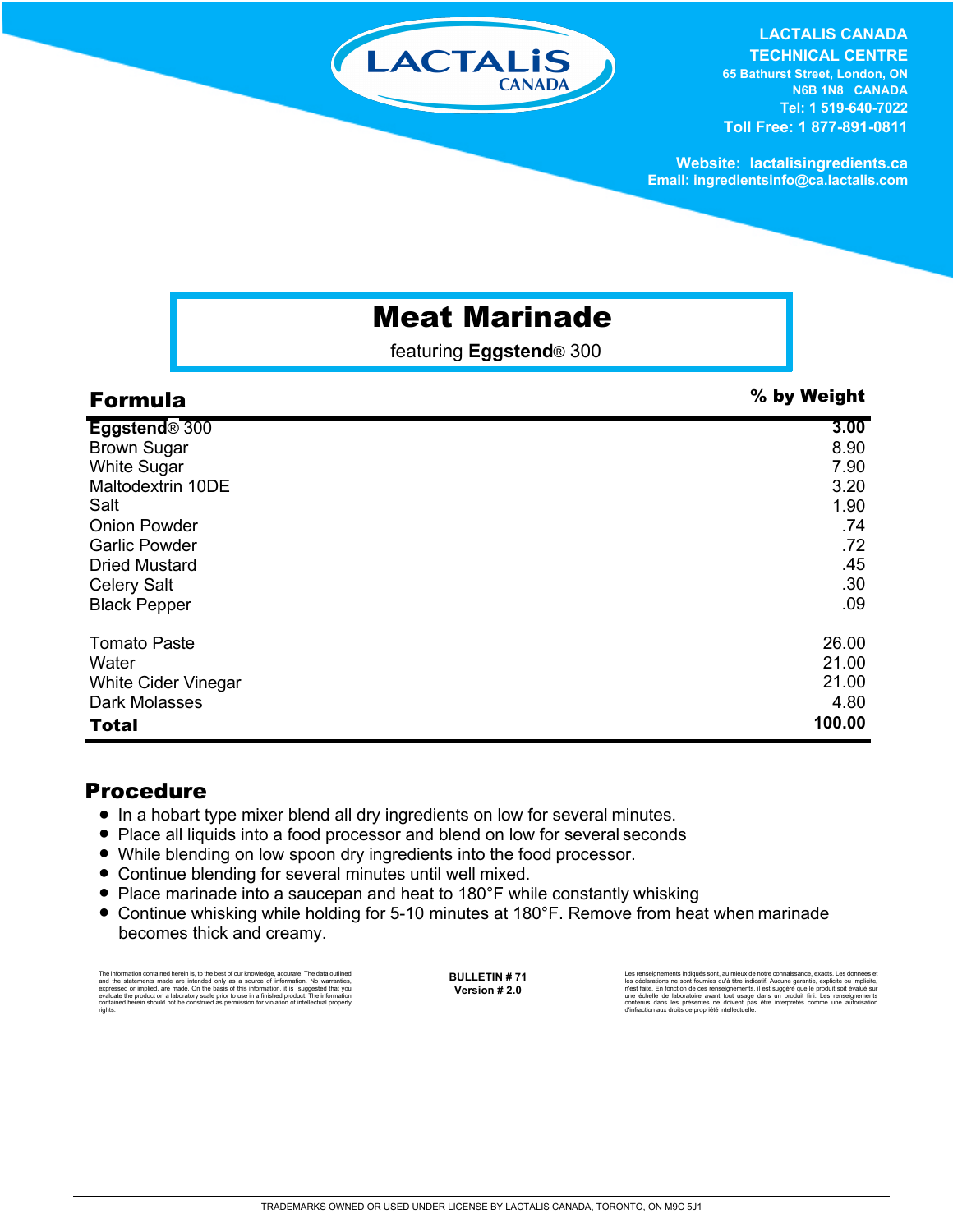LACTALIS CANADA

**LACTALIS CANADA TECHNICAL CENTRE**
**65 Bathurst Street, London, ON**
**N6B 1N8 CANADA**
**Tel: 1 519-640-7022**
**Toll Free: 1 877-891-0811**

**Website: lactalisingredients.ca**
**Email: ingredientsinfo@ca.lactalis.com**

# Meat Marinade

featuring **Eggstend**® 300

| **Formula** | **% by Weight** |
|---|---|
| **Eggstend**® 300 | **3.00** |
| Brown Sugar | 8.90 |
| White Sugar | 7.90 |
| Maltodextrin 10DE | 3.20 |
| Salt | 1.90 |
| Onion Powder | .74 |
| Garlic Powder | .72 |
| Dried Mustard | .45 |
| Celery Salt | .30 |
| Black Pepper | .09 |
| | |
| Tomato Paste | 26.00 |
| Water | 21.00 |
| White Cider Vinegar | 21.00 |
| Dark Molasses | 4.80 |
| **Total** | **100.00** |

## Procedure

- In a hobart type mixer blend all dry ingredients on low for several minutes.
- Place all liquids into a food processor and blend on low for several seconds
- While blending on low spoon dry ingredients into the food processor.
- Continue blending for several minutes until well mixed.
- Place marinade into a saucepan and heat to 180°F while constantly whisking
- Continue whisking while holding for 5-10 minutes at 180°F. Remove from heat when marinade becomes thick and creamy.

The information contained herein is, to the best of our knowledge, accurate. The data outlined and the statements made are intended only as a source of information. No warranties, expressed or implied, are made. On the basis of this information, it is suggested that you evaluate the product on a laboratory scale prior to use in a finished product. The information contained herein should not be construed as permission for violation of intellectual property rights.

**BULLETIN # 71**
**Version # 2.0**

Les renseignements indiqués sont, au mieux de notre connaissance, exacts. Les données et les déclarations ne sont fournies qu'à titre indicatif. Aucune garantie, explicite ou implicite, n'est faite. En fonction de ces renseignements, il est suggéré que le produit soit évalué sur une échelle de laboratoire avant tout usage dans un produit fini. Les renseignements contenus dans les présentes ne doivent pas être interprétés comme une autorisation d'infraction aux droits de propriété intellectuelle.

TRADEMARKS OWNED OR USED UNDER LICENSE BY LACTALIS CANADA, TORONTO, ON M9C 5J1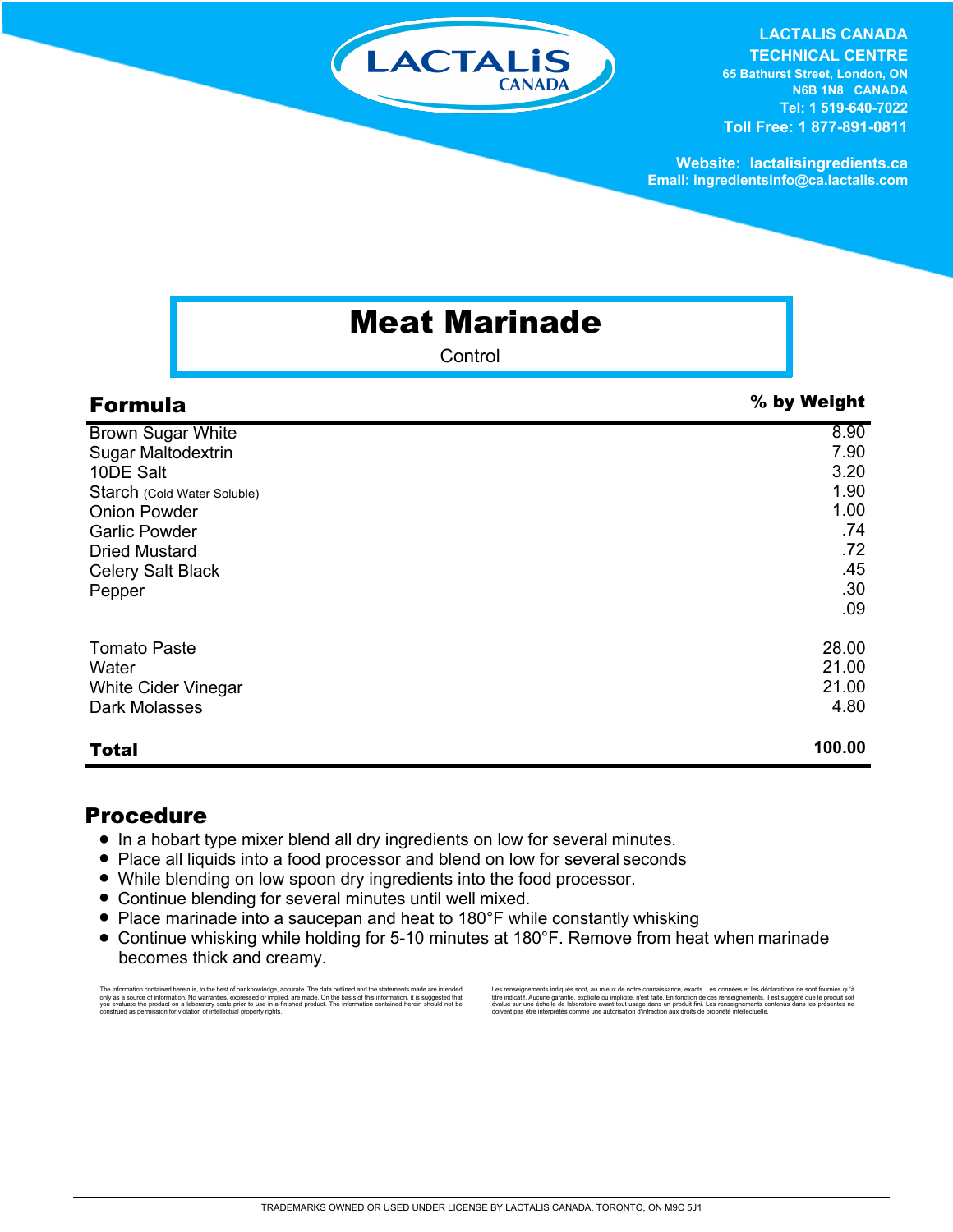**LACTALIS CANADA TECHNICAL CENTRE**
65 Bathurst Street, London, ON
N6B 1N8 CANADA
Tel: 1 519-640-7022
Toll Free: 1 877-891-0811

Website: lactalisingredients.ca
Email: ingredientsinfo@ca.lactalis.com

# Meat Marinade

Control

| Formula | % by Weight |
|---|---|
| Brown Sugar White | 8.90 |
| Sugar Maltodextrin | 7.90 |
| 10DE Salt | 3.20 |
| Starch (Cold Water Soluble) | 1.90 |
| Onion Powder | 1.00 |
| Garlic Powder | .74 |
| Dried Mustard | .72 |
| Celery Salt Black | .45 |
| Pepper | .30 |
| | .09 |
| Tomato Paste | 28.00 |
| Water | 21.00 |
| White Cider Vinegar | 21.00 |
| Dark Molasses | 4.80 |
| **Total** | **100.00** |

## Procedure

- In a hobart type mixer blend all dry ingredients on low for several minutes.
- Place all liquids into a food processor and blend on low for several seconds
- While blending on low spoon dry ingredients into the food processor.
- Continue blending for several minutes until well mixed.
- Place marinade into a saucepan and heat to 180°F while constantly whisking
- Continue whisking while holding for 5-10 minutes at 180°F. Remove from heat when marinade becomes thick and creamy.

The information contained herein is, to the best of our knowledge, accurate. The data outlined and the statements made are intended only as a source of information. No warranties, expressed or implied, are made. On the basis of this information, it is suggested that you evaluate the product on a laboratory scale prior to use in a finished product. The information contained herein should not be construed as permission for violation of intellectual property rights.

Les renseignements indiqués sont, au mieux de notre connaissance, exacts. Les données et les déclarations ne sont fournies qu'à titre indicatif. Aucune garantie, explicite ou implicite, n'est faite. En fonction de ces renseignements, il est suggéré que le produit soit évalué sur une échelle de laboratoire avant tout usage dans un produit fini. Les renseignements contenus dans les présentes ne doivent pas être interprétés comme une autorisation d'infraction aux droits de propriété intellectuelle.

TRADEMARKS OWNED OR USED UNDER LICENSE BY LACTALIS CANADA, TORONTO, ON M9C 5J1